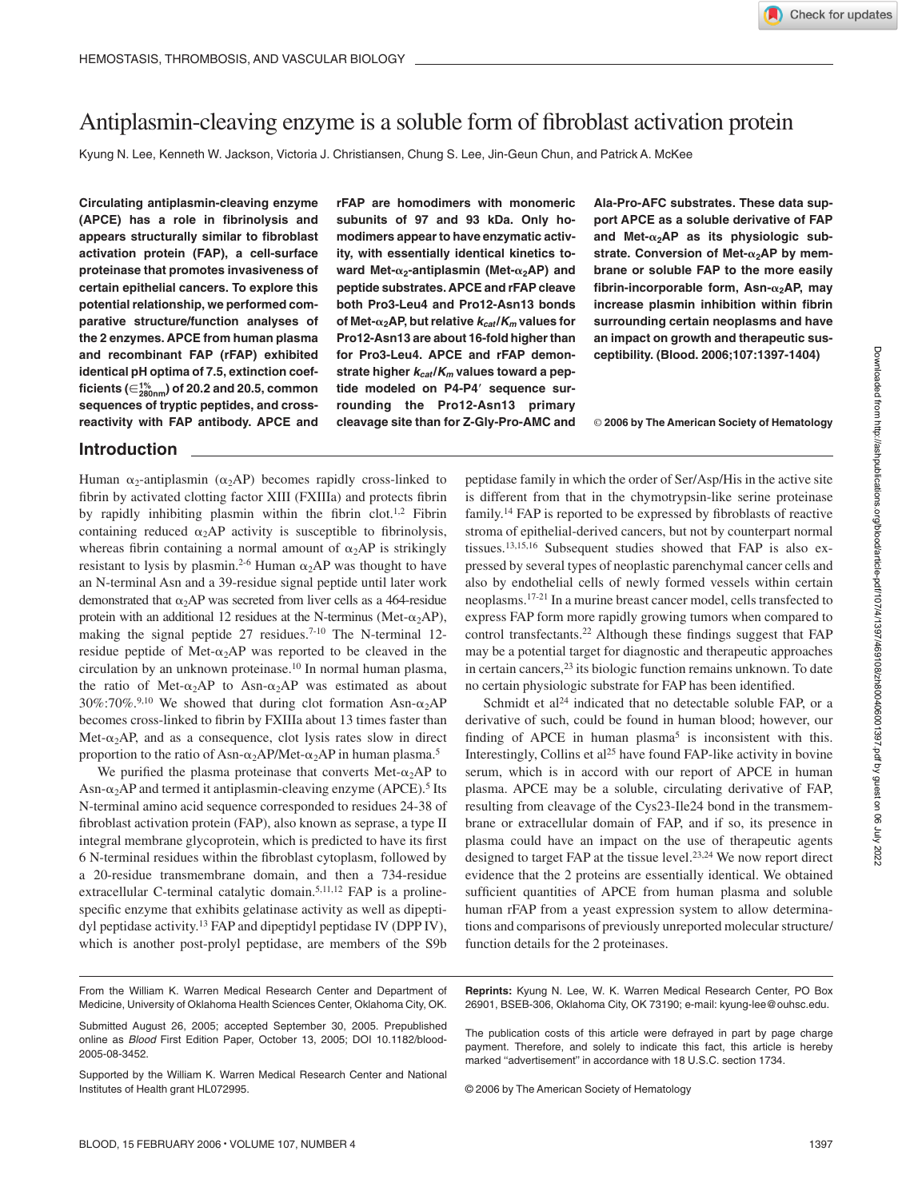# Antiplasmin-cleaving enzyme is a soluble form of fibroblast activation protein

Kyung N. Lee, Kenneth W. Jackson, Victoria J. Christiansen, Chung S. Lee, Jin-Geun Chun, and Patrick A. McKee

**Circulating antiplasmin-cleaving enzyme (APCE) has a role in fibrinolysis and appears structurally similar to fibroblast activation protein (FAP), a cell-surface proteinase that promotes invasiveness of certain epithelial cancers. To explore this potential relationship, we performed comparative structure/function analyses of the 2 enzymes. APCE from human plasma and recombinant FAP (rFAP) exhibited identical pH optima of 7.5, extinction coefficients ($\epsilon^{1\%}_{280nm}$) of 20.2 and 20.5, common sequences of tryptic peptides, and cross-reactivity with FAP antibody. APCE and rFAP are homodimers with monomeric subunits of 97 and 93 kDa. Only homodimers appear to have enzymatic activity, with essentially identical kinetics toward Met-$\alpha_2$-antiplasmin (Met-$\alpha_2$AP) and peptide substrates. APCE and rFAP cleave both Pro3-Leu4 and Pro12-Asn13 bonds of Met-$\alpha_2$AP, but relative $k_{cat}/K_m$ values for Pro12-Asn13 are about 16-fold higher than for Pro3-Leu4. APCE and rFAP demonstrate higher $k_{cat}/K_m$ values toward a peptide modeled on P4-P4′ sequence surrounding the Pro12-Asn13 primary cleavage site than for Z-Gly-Pro-AMC and Ala-Pro-AFC substrates. These data support APCE as a soluble derivative of FAP and Met-$\alpha_2$AP as its physiologic substrate. Conversion of Met-$\alpha_2$AP by membrane or soluble FAP to the more easily fibrin-incorporable form, Asn-$\alpha_2$AP, may increase plasmin inhibition within fibrin surrounding certain neoplasms and have an impact on growth and therapeutic susceptibility. (Blood. 2006;107:1397-1404)**

© 2006 by The American Society of Hematology

## Introduction

Human $\alpha_2$-antiplasmin ($\alpha_2$AP) becomes rapidly cross-linked to fibrin by activated clotting factor XIII (FXIIIa) and protects fibrin by rapidly inhibiting plasmin within the fibrin clot.[1,2] Fibrin containing reduced $\alpha_2$AP activity is susceptible to fibrinolysis, whereas fibrin containing a normal amount of $\alpha_2$AP is strikingly resistant to lysis by plasmin.[2-6] Human $\alpha_2$AP was thought to have an N-terminal Asn and a 39-residue signal peptide until later work demonstrated that $\alpha_2$AP was secreted from liver cells as a 464-residue protein with an additional 12 residues at the N-terminus (Met-$\alpha_2$AP), making the signal peptide 27 residues.[7-10] The N-terminal 12-residue peptide of Met-$\alpha_2$AP was reported to be cleaved in the circulation by an unknown proteinase.[10] In normal human plasma, the ratio of Met-$\alpha_2$AP to Asn-$\alpha_2$AP was estimated as about 30%:70%.[9,10] We showed that during clot formation Asn-$\alpha_2$AP becomes cross-linked to fibrin by FXIIIa about 13 times faster than Met-$\alpha_2$AP, and as a consequence, clot lysis rates slow in direct proportion to the ratio of Asn-$\alpha_2$AP/Met-$\alpha_2$AP in human plasma.[5]

We purified the plasma proteinase that converts Met-$\alpha_2$AP to Asn-$\alpha_2$AP and termed it antiplasmin-cleaving enzyme (APCE).[5] Its N-terminal amino acid sequence corresponded to residues 24-38 of fibroblast activation protein (FAP), also known as seprase, a type II integral membrane glycoprotein, which is predicted to have its first 6 N-terminal residues within the fibroblast cytoplasm, followed by a 20-residue transmembrane domain, and then a 734-residue extracellular C-terminal catalytic domain.[5,11,12] FAP is a proline-specific enzyme that exhibits gelatinase activity as well as dipeptidyl peptidase activity.[13] FAP and dipeptidyl peptidase IV (DPP IV), which is another post-prolyl peptidase, are members of the S9b peptidase family in which the order of Ser/Asp/His in the active site is different from that in the chymotrypsin-like serine proteinase family.[14] FAP is reported to be expressed by fibroblasts of reactive stroma of epithelial-derived cancers, but not by counterpart normal tissues.[13,15,16] Subsequent studies showed that FAP is also expressed by several types of neoplastic parenchymal cancer cells and also by endothelial cells of newly formed vessels within certain neoplasms.[17-21] In a murine breast cancer model, cells transfected to express FAP form more rapidly growing tumors when compared to control transfectants.[22] Although these findings suggest that FAP may be a potential target for diagnostic and therapeutic approaches in certain cancers,[23] its biologic function remains unknown. To date no certain physiologic substrate for FAP has been identified.

Schmidt et al[24] indicated that no detectable soluble FAP, or a derivative of such, could be found in human blood; however, our finding of APCE in human plasma[5] is inconsistent with this. Interestingly, Collins et al[25] have found FAP-like activity in bovine serum, which is in accord with our report of APCE in human plasma. APCE may be a soluble, circulating derivative of FAP, resulting from cleavage of the Cys23-Ile24 bond in the transmembrane or extracellular domain of FAP, and if so, its presence in plasma could have an impact on the use of therapeutic agents designed to target FAP at the tissue level.[23,24] We now report direct evidence that the 2 proteins are essentially identical. We obtained sufficient quantities of APCE from human plasma and soluble human rFAP from a yeast expression system to allow determinations and comparisons of previously unreported molecular structure/function details for the 2 proteinases.

From the William K. Warren Medical Research Center and Department of Medicine, University of Oklahoma Health Sciences Center, Oklahoma City, OK.

Submitted August 26, 2005; accepted September 30, 2005. Prepublished online as *Blood* First Edition Paper, October 13, 2005; DOI 10.1182/blood-2005-08-3452.

Supported by the William K. Warren Medical Research Center and National Institutes of Health grant HL072995.

**Reprints:** Kyung N. Lee, W. K. Warren Medical Research Center, PO Box 26901, BSEB-306, Oklahoma City, OK 73190; e-mail: kyung-lee@ouhsc.edu.

The publication costs of this article were defrayed in part by page charge payment. Therefore, and solely to indicate this fact, this article is hereby marked "advertisement" in accordance with 18 U.S.C. section 1734.

© 2006 by The American Society of Hematology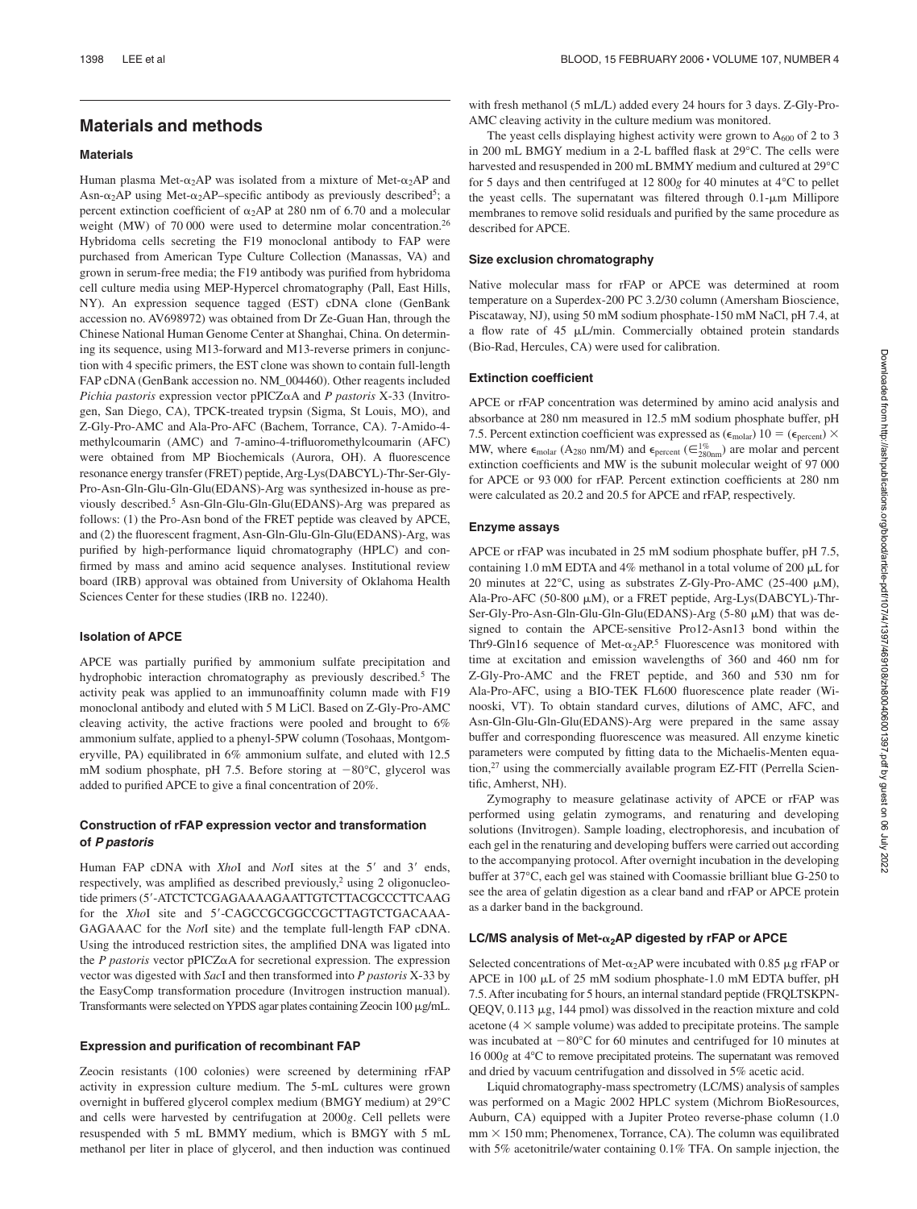## Materials and methods

### Materials

Human plasma Met-$\alpha_2$AP was isolated from a mixture of Met-$\alpha_2$AP and Asn-$\alpha_2$AP using Met-$\alpha_2$AP–specific antibody as previously described[5]; a percent extinction coefficient of $\alpha_2$AP at 280 nm of 6.70 and a molecular weight (MW) of 70 000 were used to determine molar concentration.[26] Hybridoma cells secreting the F19 monoclonal antibody to FAP were purchased from American Type Culture Collection (Manassas, VA) and grown in serum-free media; the F19 antibody was purified from hybridoma cell culture media using MEP-Hypercel chromatography (Pall, East Hills, NY). An expression sequence tagged (EST) cDNA clone (GenBank accession no. AV698972) was obtained from Dr Ze-Guan Han, through the Chinese National Human Genome Center at Shanghai, China. On determining its sequence, using M13-forward and M13-reverse primers in conjunction with 4 specific primers, the EST clone was shown to contain full-length FAP cDNA (GenBank accession no. NM_004460). Other reagents included *Pichia pastoris* expression vector pPICZαA and *P pastoris* X-33 (Invitrogen, San Diego, CA), TPCK-treated trypsin (Sigma, St Louis, MO), and Z-Gly-Pro-AMC and Ala-Pro-AFC (Bachem, Torrance, CA). 7-Amido-4-methylcoumarin (AMC) and 7-amino-4-trifluoromethylcoumarin (AFC) were obtained from MP Biochemicals (Aurora, OH). A fluorescence resonance energy transfer (FRET) peptide, Arg-Lys(DABCYL)-Thr-Ser-Gly-Pro-Asn-Gln-Glu-Gln-Glu(EDANS)-Arg was synthesized in-house as previously described.[5] Asn-Gln-Glu-Gln-Glu(EDANS)-Arg was prepared as follows: (1) the Pro-Asn bond of the FRET peptide was cleaved by APCE, and (2) the fluorescent fragment, Asn-Gln-Glu-Gln-Glu(EDANS)-Arg, was purified by high-performance liquid chromatography (HPLC) and confirmed by mass and amino acid sequence analyses. Institutional review board (IRB) approval was obtained from University of Oklahoma Health Sciences Center for these studies (IRB no. 12240).

### Isolation of APCE

APCE was partially purified by ammonium sulfate precipitation and hydrophobic interaction chromatography as previously described.[5] The activity peak was applied to an immunoaffinity column made with F19 monoclonal antibody and eluted with 5 M LiCl. Based on Z-Gly-Pro-AMC cleaving activity, the active fractions were pooled and brought to 6% ammonium sulfate, applied to a phenyl-5PW column (Tosohaas, Montgomeryville, PA) equilibrated in 6% ammonium sulfate, and eluted with 12.5 mM sodium phosphate, pH 7.5. Before storing at −80°C, glycerol was added to purified APCE to give a final concentration of 20%.

### Construction of rFAP expression vector and transformation of *P pastoris*

Human FAP cDNA with *Xho*I and *Not*I sites at the 5′ and 3′ ends, respectively, was amplified as described previously,[2] using 2 oligonucleotide primers (5′-ATCTCTCGAGAAAAGAATTGTCTTACGCCCTTCAAG for the *Xho*I site and 5′-CAGCCGCGGCCGCTTAGTCTGACAAAGAGAAAC for the *Not*I site) and the template full-length FAP cDNA. Using the introduced restriction sites, the amplified DNA was ligated into the *P pastoris* vector pPICZαA for secretional expression. The expression vector was digested with *Sac*I and then transformed into *P pastoris* X-33 by the EasyComp transformation procedure (Invitrogen instruction manual). Transformants were selected on YPDS agar plates containing Zeocin 100 μg/mL.

### Expression and purification of recombinant FAP

Zeocin resistants (100 colonies) were screened by determining rFAP activity in expression culture medium. The 5-mL cultures were grown overnight in buffered glycerol complex medium (BMGY medium) at 29°C and cells were harvested by centrifugation at 2000*g*. Cell pellets were resuspended with 5 mL BMMY medium, which is BMGY with 5 mL methanol per liter in place of glycerol, and then induction was continued with fresh methanol (5 mL/L) added every 24 hours for 3 days. Z-Gly-Pro-AMC cleaving activity in the culture medium was monitored.

The yeast cells displaying highest activity were grown to $A_{600}$ of 2 to 3 in 200 mL BMGY medium in a 2-L baffled flask at 29°C. The cells were harvested and resuspended in 200 mL BMMY medium and cultured at 29°C for 5 days and then centrifuged at 12 800*g* for 40 minutes at 4°C to pellet the yeast cells. The supernatant was filtered through 0.1-μm Millipore membranes to remove solid residuals and purified by the same procedure as described for APCE.

### Size exclusion chromatography

Native molecular mass for rFAP or APCE was determined at room temperature on a Superdex-200 PC 3.2/30 column (Amersham Bioscience, Piscataway, NJ), using 50 mM sodium phosphate-150 mM NaCl, pH 7.4, at a flow rate of 45 μL/min. Commercially obtained protein standards (Bio-Rad, Hercules, CA) were used for calibration.

### Extinction coefficient

APCE or rFAP concentration was determined by amino acid analysis and absorbance at 280 nm measured in 12.5 mM sodium phosphate buffer, pH 7.5. Percent extinction coefficient was expressed as ($\epsilon_{molar}$) 10 = ($\epsilon_{percent}$) × MW, where $\epsilon_{molar}$ ($A_{280}$ nm/M) and $\epsilon_{percent}$ ($\in^{1\%}_{280nm}$) are molar and percent extinction coefficients and MW is the subunit molecular weight of 97 000 for APCE or 93 000 for rFAP. Percent extinction coefficients at 280 nm were calculated as 20.2 and 20.5 for APCE and rFAP, respectively.

### Enzyme assays

APCE or rFAP was incubated in 25 mM sodium phosphate buffer, pH 7.5, containing 1.0 mM EDTA and 4% methanol in a total volume of 200 μL for 20 minutes at 22°C, using as substrates Z-Gly-Pro-AMC (25-400 μM), Ala-Pro-AFC (50-800 μM), or a FRET peptide, Arg-Lys(DABCYL)-Thr-Ser-Gly-Pro-Asn-Gln-Glu-Gln-Glu(EDANS)-Arg (5-80 μM) that was designed to contain the APCE-sensitive Pro12-Asn13 bond within the Thr9-Gln16 sequence of Met-$\alpha_2$AP.[5] Fluorescence was monitored with time at excitation and emission wavelengths of 360 and 460 nm for Z-Gly-Pro-AMC and the FRET peptide, and 360 and 530 nm for Ala-Pro-AFC, using a BIO-TEK FL600 fluorescence plate reader (Winooski, VT). To obtain standard curves, dilutions of AMC, AFC, and Asn-Gln-Glu-Gln-Glu(EDANS)-Arg were prepared in the same assay buffer and corresponding fluorescence was measured. All enzyme kinetic parameters were computed by fitting data to the Michaelis-Menten equation,[27] using the commercially available program EZ-FIT (Perrella Scientific, Amherst, NH).

Zymography to measure gelatinase activity of APCE or rFAP was performed using gelatin zymograms, and renaturing and developing solutions (Invitrogen). Sample loading, electrophoresis, and incubation of each gel in the renaturing and developing buffers were carried out according to the accompanying protocol. After overnight incubation in the developing buffer at 37°C, each gel was stained with Coomassie brilliant blue G-250 to see the area of gelatin digestion as a clear band and rFAP or APCE protein as a darker band in the background.

### LC/MS analysis of Met-$\alpha_2$AP digested by rFAP or APCE

Selected concentrations of Met-$\alpha_2$AP were incubated with 0.85 μg rFAP or APCE in 100 μL of 25 mM sodium phosphate-1.0 mM EDTA buffer, pH 7.5. After incubating for 5 hours, an internal standard peptide (FRQLTSKPNQEQV, 0.113 μg, 144 pmol) was dissolved in the reaction mixture and cold acetone (4 × sample volume) was added to precipitate proteins. The sample was incubated at −80°C for 60 minutes and centrifuged for 10 minutes at 16 000*g* at 4°C to remove precipitated proteins. The supernatant was removed and dried by vacuum centrifugation and dissolved in 5% acetic acid.

Liquid chromatography-mass spectrometry (LC/MS) analysis of samples was performed on a Magic 2002 HPLC system (Michrom BioResources, Auburn, CA) equipped with a Jupiter Proteo reverse-phase column (1.0 mm × 150 mm; Phenomenex, Torrance, CA). The column was equilibrated with 5% acetonitrile/water containing 0.1% TFA. On sample injection, the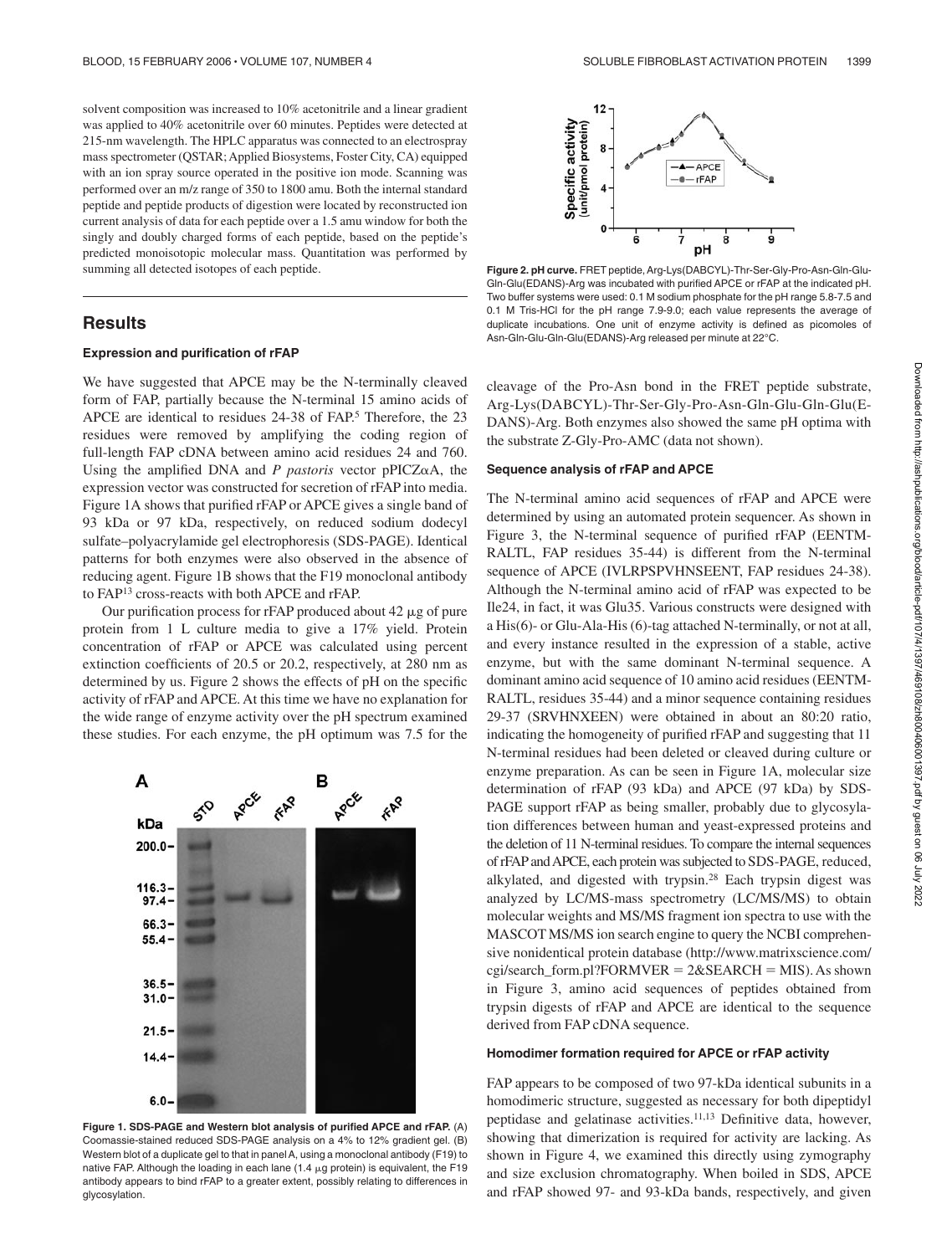solvent composition was increased to 10% acetonitrile and a linear gradient was applied to 40% acetonitrile over 60 minutes. Peptides were detected at 215-nm wavelength. The HPLC apparatus was connected to an electrospray mass spectrometer (QSTAR; Applied Biosystems, Foster City, CA) equipped with an ion spray source operated in the positive ion mode. Scanning was performed over an m/z range of 350 to 1800 amu. Both the internal standard peptide and peptide products of digestion were located by reconstructed ion current analysis of data for each peptide over a 1.5 amu window for both the singly and doubly charged forms of each peptide, based on the peptide's predicted monoisotopic molecular mass. Quantitation was performed by summing all detected isotopes of each peptide.

## Results

### Expression and purification of rFAP

We have suggested that APCE may be the N-terminally cleaved form of FAP, partially because the N-terminal 15 amino acids of APCE are identical to residues 24-38 of FAP.[5] Therefore, the 23 residues were removed by amplifying the coding region of full-length FAP cDNA between amino acid residues 24 and 760. Using the amplified DNA and *P pastoris* vector pPICZαA, the expression vector was constructed for secretion of rFAP into media. Figure 1A shows that purified rFAP or APCE gives a single band of 93 kDa or 97 kDa, respectively, on reduced sodium dodecyl sulfate–polyacrylamide gel electrophoresis (SDS-PAGE). Identical patterns for both enzymes were also observed in the absence of reducing agent. Figure 1B shows that the F19 monoclonal antibody to FAP[13] cross-reacts with both APCE and rFAP.

Our purification process for rFAP produced about 42 μg of pure protein from 1 L culture media to give a 17% yield. Protein concentration of rFAP or APCE was calculated using percent extinction coefficients of 20.5 or 20.2, respectively, at 280 nm as determined by us. Figure 2 shows the effects of pH on the specific activity of rFAP and APCE. At this time we have no explanation for the wide range of enzyme activity over the pH spectrum examined these studies. For each enzyme, the pH optimum was 7.5 for the

**Figure 1. SDS-PAGE and Western blot analysis of purified APCE and rFAP.** (A) Coomassie-stained reduced SDS-PAGE analysis on a 4% to 12% gradient gel. (B) Western blot of a duplicate gel to that in panel A, using a monoclonal antibody (F19) to native FAP. Although the loading in each lane (1.4 μg protein) is equivalent, the F19 antibody appears to bind rFAP to a greater extent, possibly relating to differences in glycosylation.

**Figure 2. pH curve.** FRET peptide, Arg-Lys(DABCYL)-Thr-Ser-Gly-Pro-Asn-Gln-Glu-Gln-Glu(EDANS)-Arg was incubated with purified APCE or rFAP at the indicated pH. Two buffer systems were used: 0.1 M sodium phosphate for the pH range 5.8-7.5 and 0.1 M Tris-HCl for the pH range 7.9-9.0; each value represents the average of duplicate incubations. One unit of enzyme activity is defined as picomoles of Asn-Gln-Glu-Gln-Glu(EDANS)-Arg released per minute at 22°C.

cleavage of the Pro-Asn bond in the FRET peptide substrate, Arg-Lys(DABCYL)-Thr-Ser-Gly-Pro-Asn-Gln-Glu-Gln-Glu(E-DANS)-Arg. Both enzymes also showed the same pH optima with the substrate Z-Gly-Pro-AMC (data not shown).

### Sequence analysis of rFAP and APCE

The N-terminal amino acid sequences of rFAP and APCE were determined by using an automated protein sequencer. As shown in Figure 3, the N-terminal sequence of purified rFAP (EENTM-RALTL, FAP residues 35-44) is different from the N-terminal sequence of APCE (IVLRPSPVHNSEENT, FAP residues 24-38). Although the N-terminal amino acid of rFAP was expected to be Ile24, in fact, it was Glu35. Various constructs were designed with a His(6)- or Glu-Ala-His (6)-tag attached N-terminally, or not at all, and every instance resulted in the expression of a stable, active enzyme, but with the same dominant N-terminal sequence. A dominant amino acid sequence of 10 amino acid residues (EENTM-RALTL, residues 35-44) and a minor sequence containing residues 29-37 (SRVHNXEEN) were obtained in about an 80:20 ratio, indicating the homogeneity of purified rFAP and suggesting that 11 N-terminal residues had been deleted or cleaved during culture or enzyme preparation. As can be seen in Figure 1A, molecular size determination of rFAP (93 kDa) and APCE (97 kDa) by SDS-PAGE support rFAP as being smaller, probably due to glycosylation differences between human and yeast-expressed proteins and the deletion of 11 N-terminal residues. To compare the internal sequences of rFAP and APCE, each protein was subjected to SDS-PAGE, reduced, alkylated, and digested with trypsin.[28] Each trypsin digest was analyzed by LC/MS-mass spectrometry (LC/MS/MS) to obtain molecular weights and MS/MS fragment ion spectra to use with the MASCOT MS/MS ion search engine to query the NCBI comprehensive nonidentical protein database (http://www.matrixscience.com/cgi/search_form.pl?FORMVER = 2&SEARCH = MIS). As shown in Figure 3, amino acid sequences of peptides obtained from trypsin digests of rFAP and APCE are identical to the sequence derived from FAP cDNA sequence.

### Homodimer formation required for APCE or rFAP activity

FAP appears to be composed of two 97-kDa identical subunits in a homodimeric structure, suggested as necessary for both dipeptidyl peptidase and gelatinase activities.[11,13] Definitive data, however, showing that dimerization is required for activity are lacking. As shown in Figure 4, we examined this directly using zymography and size exclusion chromatography. When boiled in SDS, APCE and rFAP showed 97- and 93-kDa bands, respectively, and given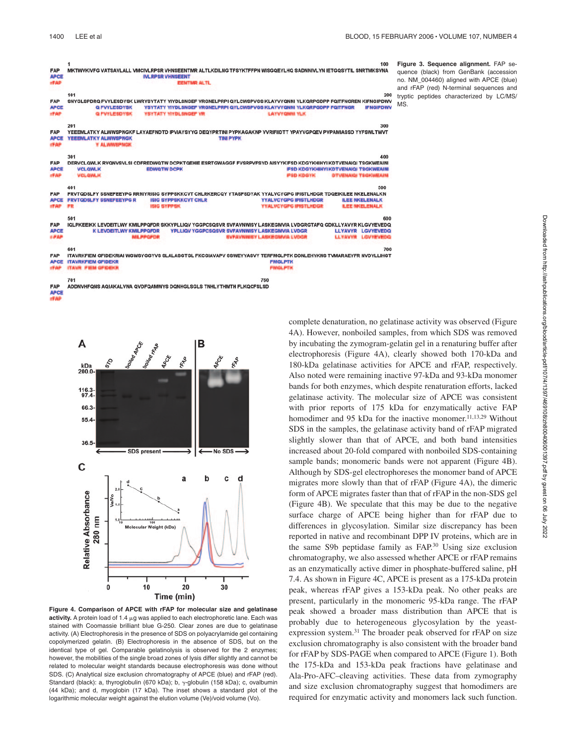**Figure 3. Sequence alignment.** FAP sequence (black) from GenBank (accession no. NM_004460) aligned with APCE (blue) and rFAP (red) N-terminal sequences and tryptic peptides characterized by LC/MS/MS.

**Figure 4. Comparison of APCE with rFAP for molecular size and gelatinase activity.** A protein load of 1.4 μg was applied to each electrophoretic lane. Each was stained with Coomassie brilliant blue G-250. Clear zones are due to gelatinase activity. (A) Electrophoresis in the presence of SDS on polyacrylamide gel containing copolymerized gelatin. (B) Electrophoresis in the absence of SDS, but on the identical type of gel. Comparable gelatinolysis is observed for the 2 enzymes; however, the mobilities of the single broad zones of lysis differ slightly and cannot be related to molecular weight standards because electrophoresis was done without SDS. (C) Analytical size exclusion chromatography of APCE (blue) and rFAP (red). Standard (black): a, thyroglobulin (670 kDa); b, γ-globulin (158 kDa); c, ovalbumin (44 kDa); and d, myoglobin (17 kDa). The inset shows a standard plot of the logarithmic molecular weight against the elution volume (Ve)/void volume (Vo).

complete denaturation, no gelatinase activity was observed (Figure 4A). However, nonboiled samples, from which SDS was removed by incubating the zymogram-gelatin gel in a renaturing buffer after electrophoresis (Figure 4A), clearly showed both 170-kDa and 180-kDa gelatinase activities for APCE and rFAP, respectively. Also noted were remaining inactive 97-kDa and 93-kDa monomer bands for both enzymes, which despite renaturation efforts, lacked gelatinase activity. The molecular size of APCE was consistent with prior reports of 175 kDa for enzymatically active FAP homodimer and 95 kDa for the inactive monomer.[11,13,29] Without SDS in the samples, the gelatinase activity band of rFAP migrated slightly slower than that of APCE, and both band intensities increased about 20-fold compared with nonboiled SDS-containing sample bands; monomeric bands were not apparent (Figure 4B). Although by SDS-gel electrophoreses the monomer band of APCE migrates more slowly than that of rFAP (Figure 4A), the dimeric form of APCE migrates faster than that of rFAP in the non-SDS gel (Figure 4B). We speculate that this may be due to the negative surface charge of APCE being higher than for rFAP due to differences in glycosylation. Similar size discrepancy has been reported in native and recombinant DPP IV proteins, which are in the same S9b peptidase family as FAP.[30] Using size exclusion chromatography, we also assessed whether APCE or rFAP remains as an enzymatically active dimer in phosphate-buffered saline, pH 7.4. As shown in Figure 4C, APCE is present as a 175-kDa protein peak, whereas rFAP gives a 153-kDa peak. No other peaks are present, particularly in the monomeric 95-kDa range. The rFAP peak showed a broader mass distribution than APCE that is probably due to heterogeneous glycosylation by the yeast-expression system.[31] The broader peak observed for rFAP on size exclusion chromatography is also consistent with the broader band for rFAP by SDS-PAGE when compared to APCE (Figure 1). Both the 175-kDa and 153-kDa peak fractions have gelatinase and Ala-Pro-AFC–cleaving activities. These data from zymography and size exclusion chromatography suggest that homodimers are required for enzymatic activity and monomers lack such function.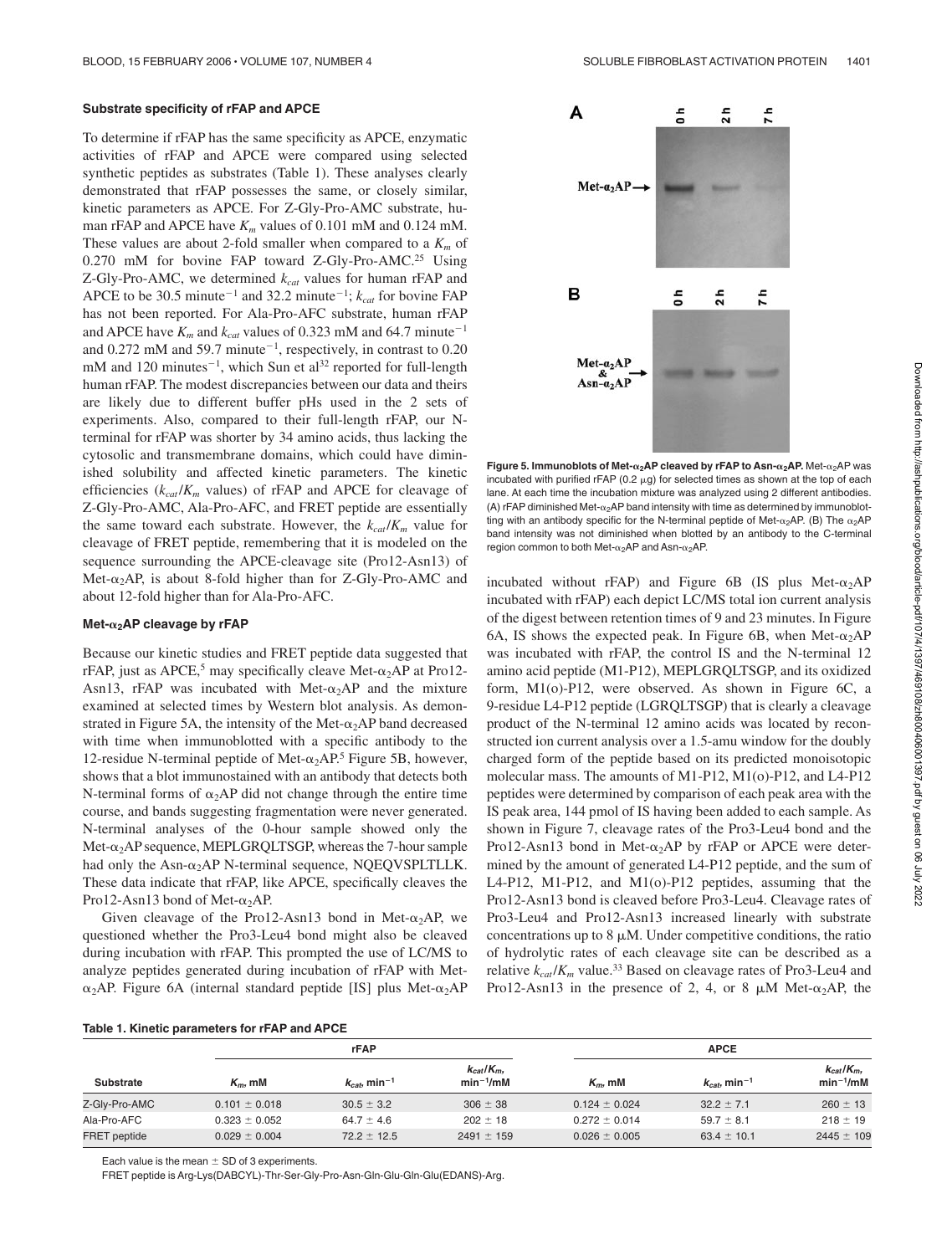### Substrate specificity of rFAP and APCE

To determine if rFAP has the same specificity as APCE, enzymatic activities of rFAP and APCE were compared using selected synthetic peptides as substrates (Table 1). These analyses clearly demonstrated that rFAP possesses the same, or closely similar, kinetic parameters as APCE. For Z-Gly-Pro-AMC substrate, human rFAP and APCE have $K_m$ values of 0.101 mM and 0.124 mM. These values are about 2-fold smaller when compared to a $K_m$ of 0.270 mM for bovine FAP toward Z-Gly-Pro-AMC.[25] Using Z-Gly-Pro-AMC, we determined $k_{cat}$ values for human rFAP and APCE to be 30.5 minute$^{-1}$ and 32.2 minute$^{-1}$; $k_{cat}$ for bovine FAP has not been reported. For Ala-Pro-AFC substrate, human rFAP and APCE have $K_m$ and $k_{cat}$ values of 0.323 mM and 64.7 minute$^{-1}$ and 0.272 mM and 59.7 minute$^{-1}$, respectively, in contrast to 0.20 mM and 120 minutes$^{-1}$, which Sun et al[32] reported for full-length human rFAP. The modest discrepancies between our data and theirs are likely due to different buffer pHs used in the 2 sets of experiments. Also, compared to their full-length rFAP, our N-terminal for rFAP was shorter by 34 amino acids, thus lacking the cytosolic and transmembrane domains, which could have diminished solubility and affected kinetic parameters. The kinetic efficiencies ($k_{cat}/K_m$ values) of rFAP and APCE for cleavage of Z-Gly-Pro-AMC, Ala-Pro-AFC, and FRET peptide are essentially the same toward each substrate. However, the $k_{cat}/K_m$ value for cleavage of FRET peptide, remembering that it is modeled on the sequence surrounding the APCE-cleavage site (Pro12-Asn13) of Met-$\alpha_2$AP, is about 8-fold higher than for Z-Gly-Pro-AMC and about 12-fold higher than for Ala-Pro-AFC.

### Met-$\alpha_2$AP cleavage by rFAP

Because our kinetic studies and FRET peptide data suggested that rFAP, just as APCE,[5] may specifically cleave Met-$\alpha_2$AP at Pro12-Asn13, rFAP was incubated with Met-$\alpha_2$AP and the mixture examined at selected times by Western blot analysis. As demonstrated in Figure 5A, the intensity of the Met-$\alpha_2$AP band decreased with time when immunoblotted with a specific antibody to the 12-residue N-terminal peptide of Met-$\alpha_2$AP.[5] Figure 5B, however, shows that a blot immunostained with an antibody that detects both N-terminal forms of $\alpha_2$AP did not change through the entire time course, and bands suggesting fragmentation were never generated. N-terminal analyses of the 0-hour sample showed only the Met-$\alpha_2$AP sequence, MEPLGRQLTSGP, whereas the 7-hour sample had only the Asn-$\alpha_2$AP N-terminal sequence, NQEQVSPLTLLK. These data indicate that rFAP, like APCE, specifically cleaves the Pro12-Asn13 bond of Met-$\alpha_2$AP.

Given cleavage of the Pro12-Asn13 bond in Met-$\alpha_2$AP, we questioned whether the Pro3-Leu4 bond might also be cleaved during incubation with rFAP. This prompted the use of LC/MS to analyze peptides generated during incubation of rFAP with Met-$\alpha_2$AP. Figure 6A (internal standard peptide [IS] plus Met-$\alpha_2$AP incubated without rFAP) and Figure 6B (IS plus Met-$\alpha_2$AP incubated with rFAP) each depict LC/MS total ion current analysis of the digest between retention times of 9 and 23 minutes. In Figure 6A, IS shows the expected peak. In Figure 6B, when Met-$\alpha_2$AP was incubated with rFAP, the control IS and the N-terminal 12 amino acid peptide (M1-P12), MEPLGRQLTSGP, and its oxidized form, M1(o)-P12, were observed. As shown in Figure 6C, a 9-residue L4-P12 peptide (LGRQLTSGP) that is clearly a cleavage product of the N-terminal 12 amino acids was located by reconstructed ion current analysis over a 1.5-amu window for the doubly charged form of the peptide based on its predicted monoisotopic molecular mass. The amounts of M1-P12, M1(o)-P12, and L4-P12 peptides were determined by comparison of each peak area with the IS peak area, 144 pmol of IS having been added to each sample. As shown in Figure 7, cleavage rates of the Pro3-Leu4 bond and the Pro12-Asn13 bond in Met-$\alpha_2$AP by rFAP or APCE were determined by the amount of generated L4-P12 peptide, and the sum of L4-P12, M1-P12, and M1(o)-P12 peptides, assuming that the Pro12-Asn13 bond is cleaved before Pro3-Leu4. Cleavage rates of Pro3-Leu4 and Pro12-Asn13 increased linearly with substrate concentrations up to 8 μM. Under competitive conditions, the ratio of hydrolytic rates of each cleavage site can be described as a relative $k_{cat}/K_m$ value.[33] Based on cleavage rates of Pro3-Leu4 and Pro12-Asn13 in the presence of 2, 4, or 8 μM Met-$\alpha_2$AP, the

**Figure 5. Immunoblots of Met-$\alpha_2$AP cleaved by rFAP to Asn-$\alpha_2$AP.** Met-$\alpha_2$AP was incubated with purified rFAP (0.2 μg) for selected times as shown at the top of each lane. At each time the incubation mixture was analyzed using 2 different antibodies. (A) rFAP diminished Met-$\alpha_2$AP band intensity with time as determined by immunoblotting with an antibody specific for the N-terminal peptide of Met-$\alpha_2$AP. (B) The $\alpha_2$AP band intensity was not diminished when blotted by an antibody to the C-terminal region common to both Met-$\alpha_2$AP and Asn-$\alpha_2$AP.

**Table 1. Kinetic parameters for rFAP and APCE**

| | rFAP | | | APCE | | |
|---|---|---|---|---|---|---|
| Substrate | $K_m$, mM | $k_{cat}$, min$^{-1}$ | $k_{cat}/K_m$, min$^{-1}$/mM | $K_m$, mM | $k_{cat}$, min$^{-1}$ | $k_{cat}/K_m$, min$^{-1}$/mM |
| Z-Gly-Pro-AMC | 0.101 ± 0.018 | 30.5 ± 3.2 | 306 ± 38 | 0.124 ± 0.024 | 32.2 ± 7.1 | 260 ± 13 |
| Ala-Pro-AFC | 0.323 ± 0.052 | 64.7 ± 4.6 | 202 ± 18 | 0.272 ± 0.014 | 59.7 ± 8.1 | 218 ± 19 |
| FRET peptide | 0.029 ± 0.004 | 72.2 ± 12.5 | 2491 ± 159 | 0.026 ± 0.005 | 63.4 ± 10.1 | 2445 ± 109 |

Each value is the mean ± SD of 3 experiments.

FRET peptide is Arg-Lys(DABCYL)-Thr-Ser-Gly-Pro-Asn-Gln-Glu-Gln-Glu(EDANS)-Arg.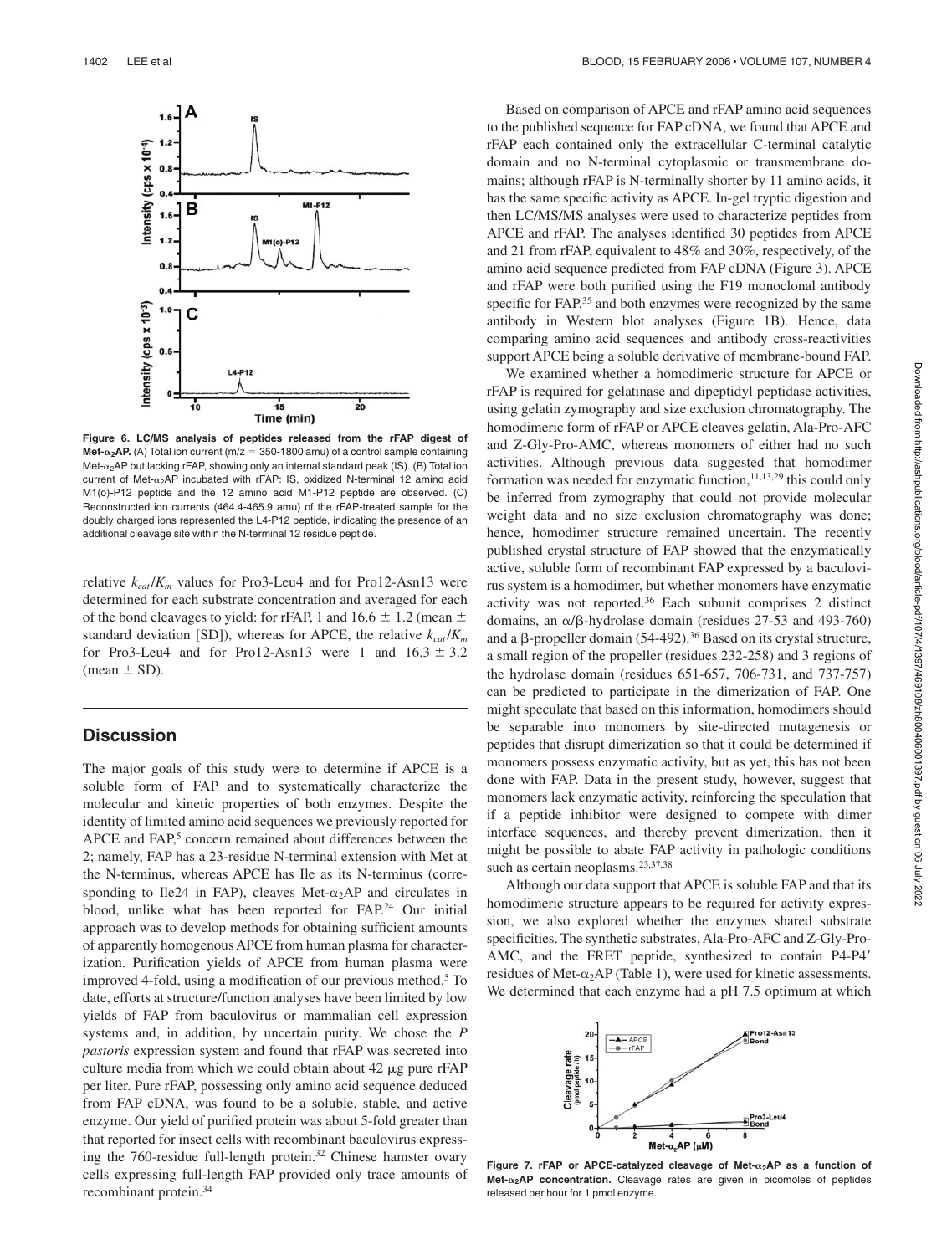**Figure 6. LC/MS analysis of peptides released from the rFAP digest of Met-$\alpha_2$AP.** (A) Total ion current (m/z = 350-1800 amu) of a control sample containing Met-$\alpha_2$AP but lacking rFAP, showing only an internal standard peak (IS). (B) Total ion current of Met-$\alpha_2$AP incubated with rFAP: IS, oxidized N-terminal 12 amino acid M1(o)-P12 peptide and the 12 amino acid M1-P12 peptide are observed. (C) Reconstructed ion currents (464.4-465.9 amu) of the rFAP-treated sample for the doubly charged ions represented the L4-P12 peptide, indicating the presence of an additional cleavage site within the N-terminal 12 residue peptide.

relative $k_{cat}/K_m$ values for Pro3-Leu4 and for Pro12-Asn13 were determined for each substrate concentration and averaged for each of the bond cleavages to yield: for rFAP, 1 and 16.6 ± 1.2 (mean ± standard deviation [SD]), whereas for APCE, the relative $k_{cat}/K_m$ for Pro3-Leu4 and for Pro12-Asn13 were 1 and 16.3 ± 3.2 (mean ± SD).

## Discussion

The major goals of this study were to determine if APCE is a soluble form of FAP and to systematically characterize the molecular and kinetic properties of both enzymes. Despite the identity of limited amino acid sequences we previously reported for APCE and FAP,[5] concern remained about differences between the 2; namely, FAP has a 23-residue N-terminal extension with Met at the N-terminus, whereas APCE has Ile as its N-terminus (corresponding to Ile24 in FAP), cleaves Met-$\alpha_2$AP and circulates in blood, unlike what has been reported for FAP.[24] Our initial approach was to develop methods for obtaining sufficient amounts of apparently homogenous APCE from human plasma for characterization. Purification yields of APCE from human plasma were improved 4-fold, using a modification of our previous method.[5] To date, efforts at structure/function analyses have been limited by low yields of FAP from baculovirus or mammalian cell expression systems and, in addition, by uncertain purity. We chose the *P pastoris* expression system and found that rFAP was secreted into culture media from which we could obtain about 42 μg pure rFAP per liter. Pure rFAP, possessing only amino acid sequence deduced from FAP cDNA, was found to be a soluble, stable, and active enzyme. Our yield of purified protein was about 5-fold greater than that reported for insect cells with recombinant baculovirus expressing the 760-residue full-length protein.[32] Chinese hamster ovary cells expressing full-length FAP provided only trace amounts of recombinant protein.[34]

Based on comparison of APCE and rFAP amino acid sequences to the published sequence for FAP cDNA, we found that APCE and rFAP each contained only the extracellular C-terminal catalytic domain and no N-terminal cytoplasmic or transmembrane domains; although rFAP is N-terminally shorter by 11 amino acids, it has the same specific activity as APCE. In-gel tryptic digestion and then LC/MS/MS analyses were used to characterize peptides from APCE and rFAP. The analyses identified 30 peptides from APCE and 21 from rFAP, equivalent to 48% and 30%, respectively, of the amino acid sequence predicted from FAP cDNA (Figure 3). APCE and rFAP were both purified using the F19 monoclonal antibody specific for FAP,[35] and both enzymes were recognized by the same antibody in Western blot analyses (Figure 1B). Hence, data comparing amino acid sequences and antibody cross-reactivities support APCE being a soluble derivative of membrane-bound FAP.

We examined whether a homodimeric structure for APCE or rFAP is required for gelatinase and dipeptidyl peptidase activities, using gelatin zymography and size exclusion chromatography. The homodimeric form of rFAP or APCE cleaves gelatin, Ala-Pro-AFC and Z-Gly-Pro-AMC, whereas monomers of either had no such activities. Although previous data suggested that homodimer formation was needed for enzymatic function,[11,13,29] this could only be inferred from zymography that could not provide molecular weight data and no size exclusion chromatography was done; hence, homodimer structure remained uncertain. The recently published crystal structure of FAP showed that the enzymatically active, soluble form of recombinant FAP expressed by a baculovirus system is a homodimer, but whether monomers have enzymatic activity was not reported.[36] Each subunit comprises 2 distinct domains, an α/β-hydrolase domain (residues 27-53 and 493-760) and a β-propeller domain (54-492).[36] Based on its crystal structure, a small region of the propeller (residues 232-258) and 3 regions of the hydrolase domain (residues 651-657, 706-731, and 737-757) can be predicted to participate in the dimerization of FAP. One might speculate that based on this information, homodimers should be separable into monomers by site-directed mutagenesis or peptides that disrupt dimerization so that it could be determined if monomers possess enzymatic activity, but as yet, this has not been done with FAP. Data in the present study, however, suggest that monomers lack enzymatic activity, reinforcing the speculation that if a peptide inhibitor were designed to compete with dimer interface sequences, and thereby prevent dimerization, then it might be possible to abate FAP activity in pathologic conditions such as certain neoplasms.[23,37,38]

Although our data support that APCE is soluble FAP and that its homodimeric structure appears to be required for activity expression, we also explored whether the enzymes shared substrate specificities. The synthetic substrates, Ala-Pro-AFC and Z-Gly-Pro-AMC, and the FRET peptide, synthesized to contain P4-P4′ residues of Met-$\alpha_2$AP (Table 1), were used for kinetic assessments. We determined that each enzyme had a pH 7.5 optimum at which

**Figure 7. rFAP or APCE-catalyzed cleavage of Met-$\alpha_2$AP as a function of Met-$\alpha_2$AP concentration.** Cleavage rates are given in picomoles of peptides released per hour for 1 pmol enzyme.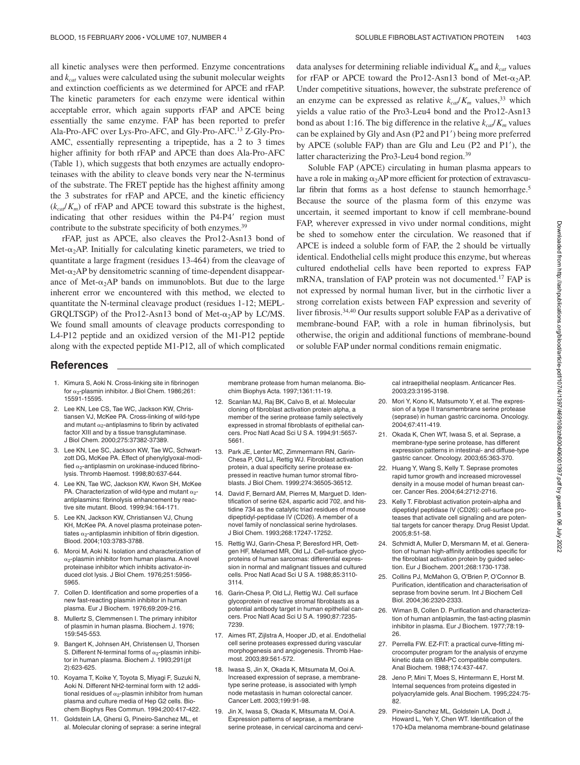all kinetic analyses were then performed. Enzyme concentrations and $k_{cat}$ values were calculated using the subunit molecular weights and extinction coefficients as we determined for APCE and rFAP. The kinetic parameters for each enzyme were identical within acceptable error, which again supports rFAP and APCE being essentially the same enzyme. FAP has been reported to prefer Ala-Pro-AFC over Lys-Pro-AFC, and Gly-Pro-AFC.[13] Z-Gly-Pro-AMC, essentially representing a tripeptide, has a 2 to 3 times higher affinity for both rFAP and APCE than does Ala-Pro-AFC (Table 1), which suggests that both enzymes are actually endoproteinases with the ability to cleave bonds very near the N-terminus of the substrate. The FRET peptide has the highest affinity among the 3 substrates for rFAP and APCE, and the kinetic efficiency ($k_{cat}/K_m$) of rFAP and APCE toward this substrate is the highest, indicating that other residues within the P4-P4′ region must contribute to the substrate specificity of both enzymes.[39]

rFAP, just as APCE, also cleaves the Pro12-Asn13 bond of Met-$\alpha_2$AP. Initially for calculating kinetic parameters, we tried to quantitate a large fragment (residues 13-464) from the cleavage of Met-$\alpha_2$AP by densitometric scanning of time-dependent disappearance of Met-$\alpha_2$AP bands on immunoblots. But due to the large inherent error we encountered with this method, we elected to quantitate the N-terminal cleavage product (residues 1-12; MEPLGRQLTSGP) of the Pro12-Asn13 bond of Met-$\alpha_2$AP by LC/MS. We found small amounts of cleavage products corresponding to L4-P12 peptide and an oxidized version of the M1-P12 peptide along with the expected peptide M1-P12, all of which complicated data analyses for determining reliable individual $K_m$ and $k_{cat}$ values for rFAP or APCE toward the Pro12-Asn13 bond of Met-$\alpha_2$AP. Under competitive situations, however, the substrate preference of an enzyme can be expressed as relative $k_{cat}/K_m$ values,[33] which yields a value ratio of the Pro3-Leu4 bond and the Pro12-Asn13 bond as about 1:16. The big difference in the relative $k_{cat}/K_m$ values can be explained by Gly and Asn (P2 and P1′) being more preferred by APCE (soluble FAP) than are Glu and Leu (P2 and P1′), the latter characterizing the Pro3-Leu4 bond region.[39]

Soluble FAP (APCE) circulating in human plasma appears to have a role in making $\alpha_2$AP more efficient for protection of extravascular fibrin that forms as a host defense to staunch hemorrhage.[5] Because the source of the plasma form of this enzyme was uncertain, it seemed important to know if cell membrane-bound FAP, wherever expressed in vivo under normal conditions, might be shed to somehow enter the circulation. We reasoned that if APCE is indeed a soluble form of FAP, the 2 should be virtually identical. Endothelial cells might produce this enzyme, but whereas cultured endothelial cells have been reported to express FAP mRNA, translation of FAP protein was not documented.[17] FAP is not expressed by normal human liver, but in the cirrhotic liver a strong correlation exists between FAP expression and severity of liver fibrosis.[34,40] Our results support soluble FAP as a derivative of membrane-bound FAP, with a role in human fibrinolysis, but otherwise, the origin and additional functions of membrane-bound or soluble FAP under normal conditions remain enigmatic.

## References

1. Kimura S, Aoki N. Cross-linking site in fibrinogen for $\alpha_2$-plasmin inhibitor. J Biol Chem. 1986;261: 15591-15595.
2. Lee KN, Lee CS, Tae WC, Jackson KW, Christiansen VJ, McKee PA. Cross-linking of wild-type and mutant $\alpha_2$-antiplasmins to fibrin by activated factor XIII and by a tissue transglutaminase. J Biol Chem. 2000;275:37382-37389.
3. Lee KN, Lee SC, Jackson KW, Tae WC, Schwartzott DG, McKee PA. Effect of phenylglyoxal-modified $\alpha_2$-antiplasmin on urokinase-induced fibrinolysis. Thromb Haemost. 1998;80:637-644.
4. Lee KN, Tae WC, Jackson KW, Kwon SH, McKee PA. Characterization of wild-type and mutant $\alpha_2$-antiplasmins: fibrinolysis enhancement by reactive site mutant. Blood. 1999;94:164-171.
5. Lee KN, Jackson KW, Christiansen VJ, Chung KH, McKee PA. A novel plasma proteinase potentiates $\alpha_2$-antiplasmin inhibition of fibrin digestion. Blood. 2004;103:3783-3788.
6. Moroi M, Aoki N. Isolation and characterization of $\alpha_2$-plasmin inhibitor from human plasma. A novel proteinase inhibitor which inhibits activator-induced clot lysis. J Biol Chem. 1976;251:5956-5965.
7. Collen D. Identification and some properties of a new fast-reacting plasmin inhibitor in human plasma. Eur J Biochem. 1976;69:209-216.
8. Mullertz S, Clemmensen I. The primary inhibitor of plasmin in human plasma. Biochem J. 1976; 159:545-553.
9. Bangert K, Johnsen AH, Christensen U, Thorsen S. Different N-terminal forms of $\alpha_2$-plasmin inhibitor in human plasma. Biochem J. 1993;291(pt 2):623-625.
10. Koyama T, Koike Y, Toyota S, Miyagi F, Suzuki N, Aoki N. Different NH2-terminal form with 12 additional residues of $\alpha_2$-plasmin inhibitor from human plasma and culture media of Hep G2 cells. Biochem Biophys Res Commun. 1994;200:417-422.
11. Goldstein LA, Ghersi G, Pineiro-Sanchez ML, et al. Molecular cloning of seprase: a serine integral membrane protease from human melanoma. Biochim Biophys Acta. 1997;1361:11-19.
12. Scanlan MJ, Raj BK, Calvo B, et al. Molecular cloning of fibroblast activation protein alpha, a member of the serine protease family selectively expressed in stromal fibroblasts of epithelial cancers. Proc Natl Acad Sci U S A. 1994;91:5657-5661.
13. Park JE, Lenter MC, Zimmermann RN, Garin-Chesa P, Old LJ, Rettig WJ. Fibroblast activation protein, a dual specificity serine protease expressed in reactive human tumor stromal fibroblasts. J Biol Chem. 1999;274:36505-36512.
14. David F, Bernard AM, Pierres M, Marguet D. Identification of serine 624, aspartic acid 702, and histidine 734 as the catalytic triad residues of mouse dipeptidyl-peptidase IV (CD26). A member of a novel family of nonclassical serine hydrolases. J Biol Chem. 1993;268:17247-17252.
15. Rettig WJ, Garin-Chesa P, Beresford HR, Oettgen HF, Melamed MR, Old LJ. Cell-surface glycoproteins of human sarcomas: differential expression in normal and malignant tissues and cultured cells. Proc Natl Acad Sci U S A. 1988;85:3110-3114.
16. Garin-Chesa P, Old LJ, Rettig WJ. Cell surface glycoprotein of reactive stromal fibroblasts as a potential antibody target in human epithelial cancers. Proc Natl Acad Sci U S A. 1990;87:7235-7239.
17. Aimes RT, Zijlstra A, Hooper JD, et al. Endothelial cell serine proteases expressed during vascular morphogenesis and angiogenesis. Thromb Haemost. 2003;89:561-572.
18. Iwasa S, Jin X, Okada K, Mitsumata M, Ooi A. Increased expression of seprase, a membrane-type serine protease, is associated with lymph node metastasis in human colorectal cancer. Cancer Lett. 2003;199:91-98.
19. Jin X, Iwasa S, Okada K, Mitsumata M, Ooi A. Expression patterns of seprase, a membrane serine protease, in cervical carcinoma and cervical intraepithelial neoplasm. Anticancer Res. 2003;23:3195-3198.
20. Mori Y, Kono K, Matsumoto Y, et al. The expression of a type II transmembrane serine protease (seprase) in human gastric carcinoma. Oncology. 2004;67:411-419.
21. Okada K, Chen WT, Iwasa S, et al. Seprase, a membrane-type serine protease, has different expression patterns in intestinal- and diffuse-type gastric cancer. Oncology. 2003;65:363-370.
22. Huang Y, Wang S, Kelly T. Seprase promotes rapid tumor growth and increased microvessel density in a mouse model of human breast cancer. Cancer Res. 2004;64:2712-2716.
23. Kelly T. Fibroblast activation protein-alpha and dipeptidyl peptidase IV (CD26): cell-surface proteases that activate cell signaling and are potential targets for cancer therapy. Drug Resist Updat. 2005;8:51-58.
24. Schmidt A, Muller D, Mersmann M, et al. Generation of human high-affinity antibodies specific for the fibroblast activation protein by guided selection. Eur J Biochem. 2001;268:1730-1738.
25. Collins PJ, McMahon G, O'Brien P, O'Connor B. Purification, identification and characterisation of seprase from bovine serum. Int J Biochem Cell Biol. 2004;36:2320-2333.
26. Wiman B, Collen D. Purification and characterization of human antiplasmin, the fast-acting plasmin inhibitor in plasma. Eur J Biochem. 1977;78:19-26.
27. Perrella FW. EZ-FIT: a practical curve-fitting microcomputer program for the analysis of enzyme kinetic data on IBM-PC compatible computers. Anal Biochem. 1988;174:437-447.
28. Jeno P, Mini T, Moes S, Hintermann E, Horst M. Internal sequences from proteins digested in polyacrylamide gels. Anal Biochem. 1995;224:75-82.
29. Pineiro-Sanchez ML, Goldstein LA, Dodt J, Howard L, Yeh Y, Chen WT. Identification of the 170-kDa melanoma membrane-bound gelatinase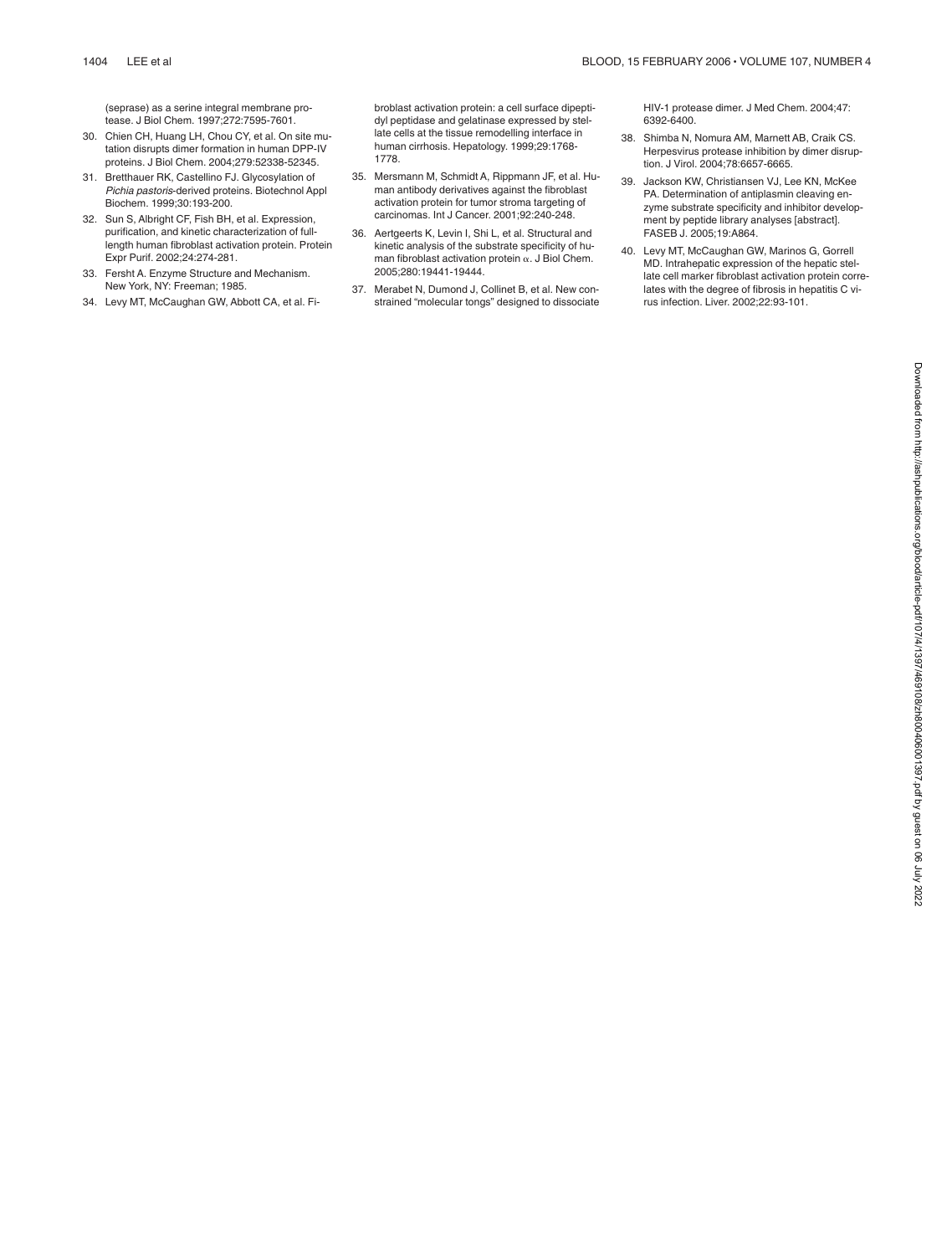(seprase) as a serine integral membrane protease. J Biol Chem. 1997;272:7595-7601.

30. Chien CH, Huang LH, Chou CY, et al. On site mutation disrupts dimer formation in human DPP-IV proteins. J Biol Chem. 2004;279:52338-52345.
31. Bretthauer RK, Castellino FJ. Glycosylation of *Pichia pastoris*-derived proteins. Biotechnol Appl Biochem. 1999;30:193-200.
32. Sun S, Albright CF, Fish BH, et al. Expression, purification, and kinetic characterization of full-length human fibroblast activation protein. Protein Expr Purif. 2002;24:274-281.
33. Fersht A. Enzyme Structure and Mechanism. New York, NY: Freeman; 1985.
34. Levy MT, McCaughan GW, Abbott CA, et al. Fibroblast activation protein: a cell surface dipeptidyl peptidase and gelatinase expressed by stellate cells at the tissue remodelling interface in human cirrhosis. Hepatology. 1999;29:1768-1778.
35. Mersmann M, Schmidt A, Rippmann JF, et al. Human antibody derivatives against the fibroblast activation protein for tumor stroma targeting of carcinomas. Int J Cancer. 2001;92:240-248.
36. Aertgeerts K, Levin I, Shi L, et al. Structural and kinetic analysis of the substrate specificity of human fibroblast activation protein $\alpha$. J Biol Chem. 2005;280:19441-19444.
37. Merabet N, Dumond J, Collinet B, et al. New constrained "molecular tongs" designed to dissociate HIV-1 protease dimer. J Med Chem. 2004;47:6392-6400.
38. Shimba N, Nomura AM, Marnett AB, Craik CS. Herpesvirus protease inhibition by dimer disruption. J Virol. 2004;78:6657-6665.
39. Jackson KW, Christiansen VJ, Lee KN, McKee PA. Determination of antiplasmin cleaving enzyme substrate specificity and inhibitor development by peptide library analyses [abstract]. FASEB J. 2005;19:A864.
40. Levy MT, McCaughan GW, Marinos G, Gorrell MD. Intrahepatic expression of the hepatic stellate cell marker fibroblast activation protein correlates with the degree of fibrosis in hepatitis C virus infection. Liver. 2002;22:93-101.